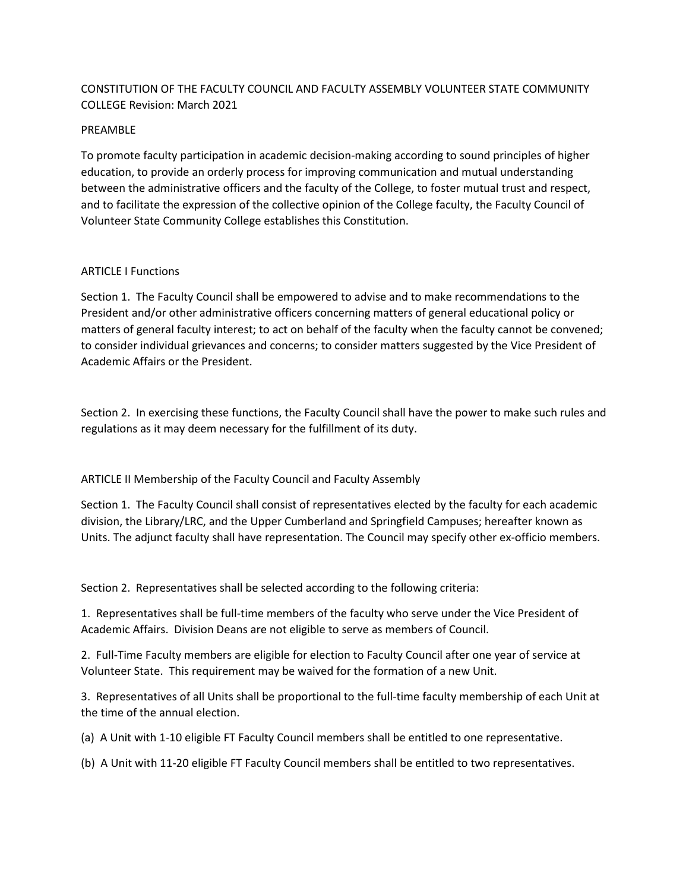# CONSTITUTION OF THE FACULTY COUNCIL AND FACULTY ASSEMBLY VOLUNTEER STATE COMMUNITY COLLEGE Revision: March 2021

## PREAMBLE

To promote faculty participation in academic decision-making according to sound principles of higher education, to provide an orderly process for improving communication and mutual understanding between the administrative officers and the faculty of the College, to foster mutual trust and respect, and to facilitate the expression of the collective opinion of the College faculty, the Faculty Council of Volunteer State Community College establishes this Constitution.

## ARTICLE I Functions

Section 1. The Faculty Council shall be empowered to advise and to make recommendations to the President and/or other administrative officers concerning matters of general educational policy or matters of general faculty interest; to act on behalf of the faculty when the faculty cannot be convened; to consider individual grievances and concerns; to consider matters suggested by the Vice President of Academic Affairs or the President.

Section 2. In exercising these functions, the Faculty Council shall have the power to make such rules and regulations as it may deem necessary for the fulfillment of its duty.

## ARTICLE II Membership of the Faculty Council and Faculty Assembly

Section 1. The Faculty Council shall consist of representatives elected by the faculty for each academic division, the Library/LRC, and the Upper Cumberland and Springfield Campuses; hereafter known as Units. The adjunct faculty shall have representation. The Council may specify other ex-officio members.

Section 2. Representatives shall be selected according to the following criteria:

1. Representatives shall be full-time members of the faculty who serve under the Vice President of Academic Affairs. Division Deans are not eligible to serve as members of Council.

2. Full-Time Faculty members are eligible for election to Faculty Council after one year of service at Volunteer State. This requirement may be waived for the formation of a new Unit.

3. Representatives of all Units shall be proportional to the full-time faculty membership of each Unit at the time of the annual election.

(a) A Unit with 1-10 eligible FT Faculty Council members shall be entitled to one representative.

(b) A Unit with 11-20 eligible FT Faculty Council members shall be entitled to two representatives.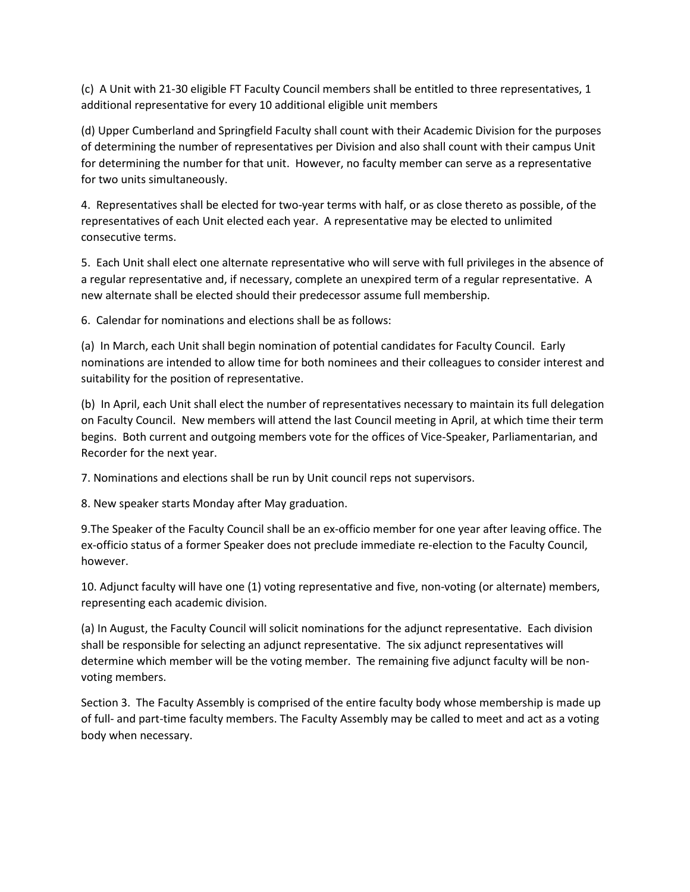(c) A Unit with 21-30 eligible FT Faculty Council members shall be entitled to three representatives, 1 additional representative for every 10 additional eligible unit members

(d) Upper Cumberland and Springfield Faculty shall count with their Academic Division for the purposes of determining the number of representatives per Division and also shall count with their campus Unit for determining the number for that unit. However, no faculty member can serve as a representative for two units simultaneously.

4. Representatives shall be elected for two-year terms with half, or as close thereto as possible, of the representatives of each Unit elected each year. A representative may be elected to unlimited consecutive terms.

5. Each Unit shall elect one alternate representative who will serve with full privileges in the absence of a regular representative and, if necessary, complete an unexpired term of a regular representative. A new alternate shall be elected should their predecessor assume full membership.

6. Calendar for nominations and elections shall be as follows:

(a) In March, each Unit shall begin nomination of potential candidates for Faculty Council. Early nominations are intended to allow time for both nominees and their colleagues to consider interest and suitability for the position of representative.

(b) In April, each Unit shall elect the number of representatives necessary to maintain its full delegation on Faculty Council. New members will attend the last Council meeting in April, at which time their term begins. Both current and outgoing members vote for the offices of Vice-Speaker, Parliamentarian, and Recorder for the next year.

7. Nominations and elections shall be run by Unit council reps not supervisors.

8. New speaker starts Monday after May graduation.

9.The Speaker of the Faculty Council shall be an ex-officio member for one year after leaving office. The ex-officio status of a former Speaker does not preclude immediate re-election to the Faculty Council, however.

10. Adjunct faculty will have one (1) voting representative and five, non-voting (or alternate) members, representing each academic division.

(a) In August, the Faculty Council will solicit nominations for the adjunct representative. Each division shall be responsible for selecting an adjunct representative. The six adjunct representatives will determine which member will be the voting member. The remaining five adjunct faculty will be non-voting members.

Section 3. The Faculty Assembly is comprised of the entire faculty body whose membership is made up of full- and part-time faculty members. The Faculty Assembly may be called to meet and act as a voting body when necessary.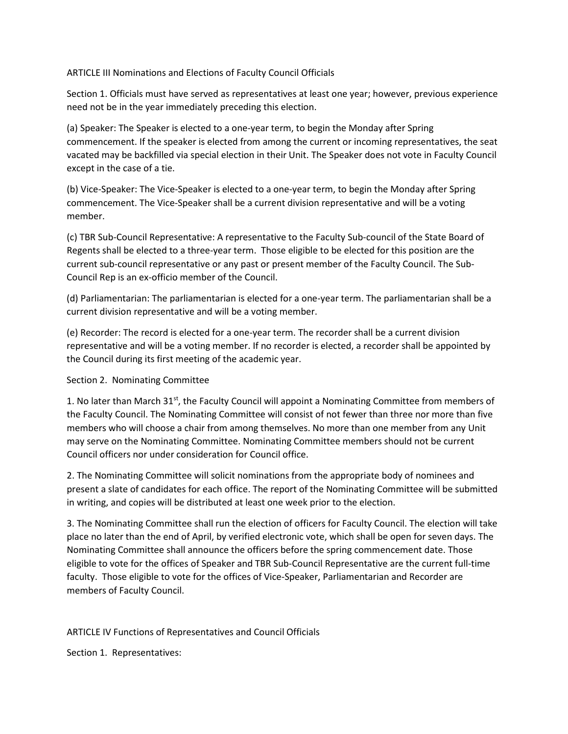## ARTICLE III Nominations and Elections of Faculty Council Officials

Section 1. Officials must have served as representatives at least one year; however, previous experience need not be in the year immediately preceding this election.

(a) Speaker: The Speaker is elected to a one-year term, to begin the Monday after Spring commencement. If the speaker is elected from among the current or incoming representatives, the seat vacated may be backfilled via special election in their Unit. The Speaker does not vote in Faculty Council except in the case of a tie.

(b) Vice-Speaker: The Vice-Speaker is elected to a one-year term, to begin the Monday after Spring commencement. The Vice-Speaker shall be a current division representative and will be a voting member.

(c) TBR Sub-Council Representative: A representative to the Faculty Sub-council of the State Board of Regents shall be elected to a three-year term. Those eligible to be elected for this position are the current sub-council representative or any past or present member of the Faculty Council. The Sub-Council Rep is an ex-officio member of the Council.

(d) Parliamentarian: The parliamentarian is elected for a one-year term. The parliamentarian shall be a current division representative and will be a voting member.

(e) Recorder: The record is elected for a one-year term. The recorder shall be a current division representative and will be a voting member. If no recorder is elected, a recorder shall be appointed by the Council during its first meeting of the academic year.

Section 2. Nominating Committee

1. No later than March 31st, the Faculty Council will appoint a Nominating Committee from members of the Faculty Council. The Nominating Committee will consist of not fewer than three nor more than five members who will choose a chair from among themselves. No more than one member from any Unit may serve on the Nominating Committee. Nominating Committee members should not be current Council officers nor under consideration for Council office.

2. The Nominating Committee will solicit nominations from the appropriate body of nominees and present a slate of candidates for each office. The report of the Nominating Committee will be submitted in writing, and copies will be distributed at least one week prior to the election.

3. The Nominating Committee shall run the election of officers for Faculty Council. The election will take place no later than the end of April, by verified electronic vote, which shall be open for seven days. The Nominating Committee shall announce the officers before the spring commencement date. Those eligible to vote for the offices of Speaker and TBR Sub-Council Representative are the current full-time faculty. Those eligible to vote for the offices of Vice-Speaker, Parliamentarian and Recorder are members of Faculty Council.

## ARTICLE IV Functions of Representatives and Council Officials

Section 1. Representatives: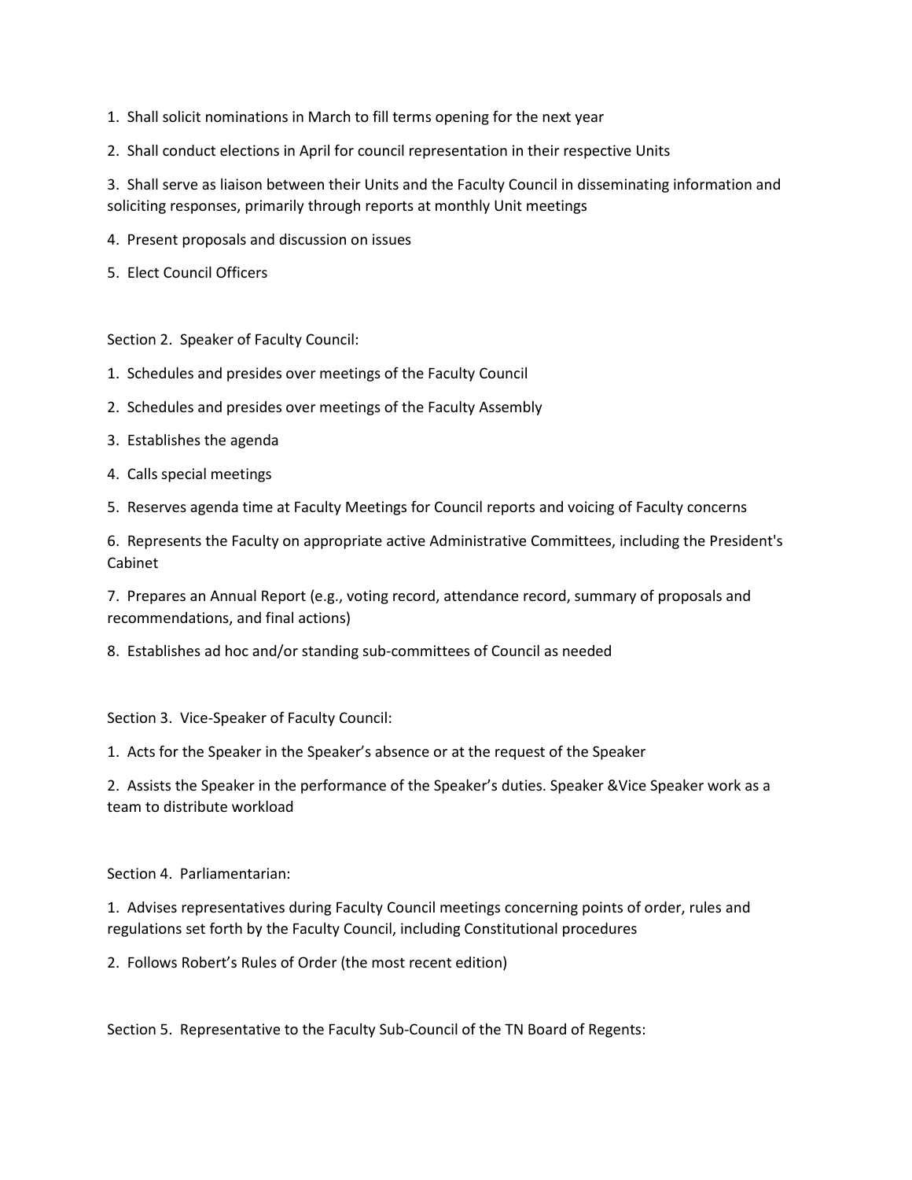1. Shall solicit nominations in March to fill terms opening for the next year
2. Shall conduct elections in April for council representation in their respective Units
3. Shall serve as liaison between their Units and the Faculty Council in disseminating information and soliciting responses, primarily through reports at monthly Unit meetings
4. Present proposals and discussion on issues
5. Elect Council Officers

Section 2. Speaker of Faculty Council:

1. Schedules and presides over meetings of the Faculty Council
2. Schedules and presides over meetings of the Faculty Assembly
3. Establishes the agenda
4. Calls special meetings
5. Reserves agenda time at Faculty Meetings for Council reports and voicing of Faculty concerns
6. Represents the Faculty on appropriate active Administrative Committees, including the President's Cabinet
7. Prepares an Annual Report (e.g., voting record, attendance record, summary of proposals and recommendations, and final actions)
8. Establishes ad hoc and/or standing sub-committees of Council as needed

Section 3. Vice-Speaker of Faculty Council:

1. Acts for the Speaker in the Speaker's absence or at the request of the Speaker
2. Assists the Speaker in the performance of the Speaker's duties. Speaker &Vice Speaker work as a team to distribute workload

Section 4. Parliamentarian:

1. Advises representatives during Faculty Council meetings concerning points of order, rules and regulations set forth by the Faculty Council, including Constitutional procedures
2. Follows Robert's Rules of Order (the most recent edition)

Section 5. Representative to the Faculty Sub-Council of the TN Board of Regents: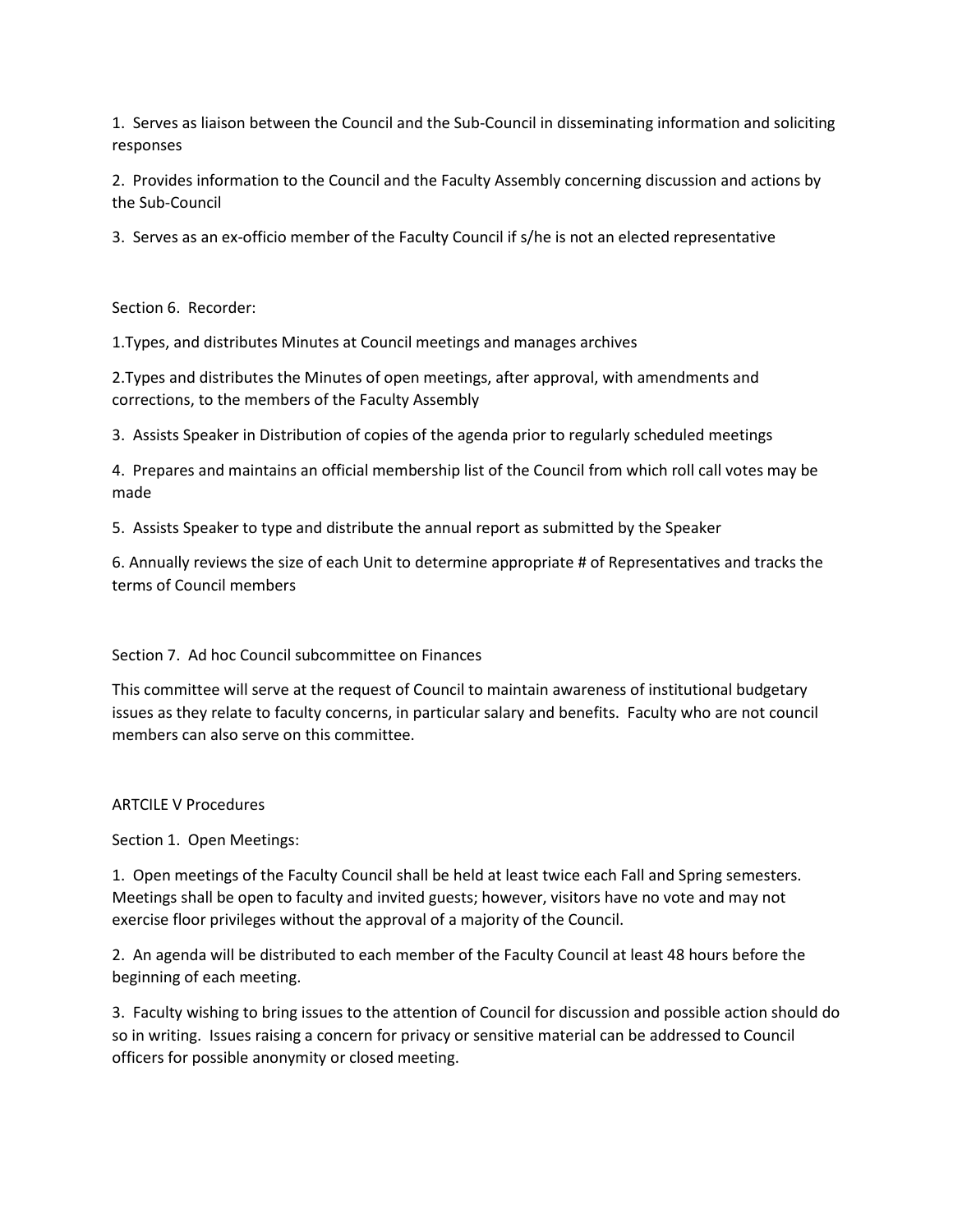1. Serves as liaison between the Council and the Sub-Council in disseminating information and soliciting responses

2. Provides information to the Council and the Faculty Assembly concerning discussion and actions by the Sub-Council

3. Serves as an ex-officio member of the Faculty Council if s/he is not an elected representative

Section 6. Recorder:

1.Types, and distributes Minutes at Council meetings and manages archives

2.Types and distributes the Minutes of open meetings, after approval, with amendments and corrections, to the members of the Faculty Assembly

3. Assists Speaker in Distribution of copies of the agenda prior to regularly scheduled meetings

4. Prepares and maintains an official membership list of the Council from which roll call votes may be made

5. Assists Speaker to type and distribute the annual report as submitted by the Speaker

6. Annually reviews the size of each Unit to determine appropriate # of Representatives and tracks the terms of Council members

Section 7. Ad hoc Council subcommittee on Finances

This committee will serve at the request of Council to maintain awareness of institutional budgetary issues as they relate to faculty concerns, in particular salary and benefits. Faculty who are not council members can also serve on this committee.

ARTCILE V Procedures

Section 1. Open Meetings:

1. Open meetings of the Faculty Council shall be held at least twice each Fall and Spring semesters. Meetings shall be open to faculty and invited guests; however, visitors have no vote and may not exercise floor privileges without the approval of a majority of the Council.

2. An agenda will be distributed to each member of the Faculty Council at least 48 hours before the beginning of each meeting.

3. Faculty wishing to bring issues to the attention of Council for discussion and possible action should do so in writing. Issues raising a concern for privacy or sensitive material can be addressed to Council officers for possible anonymity or closed meeting.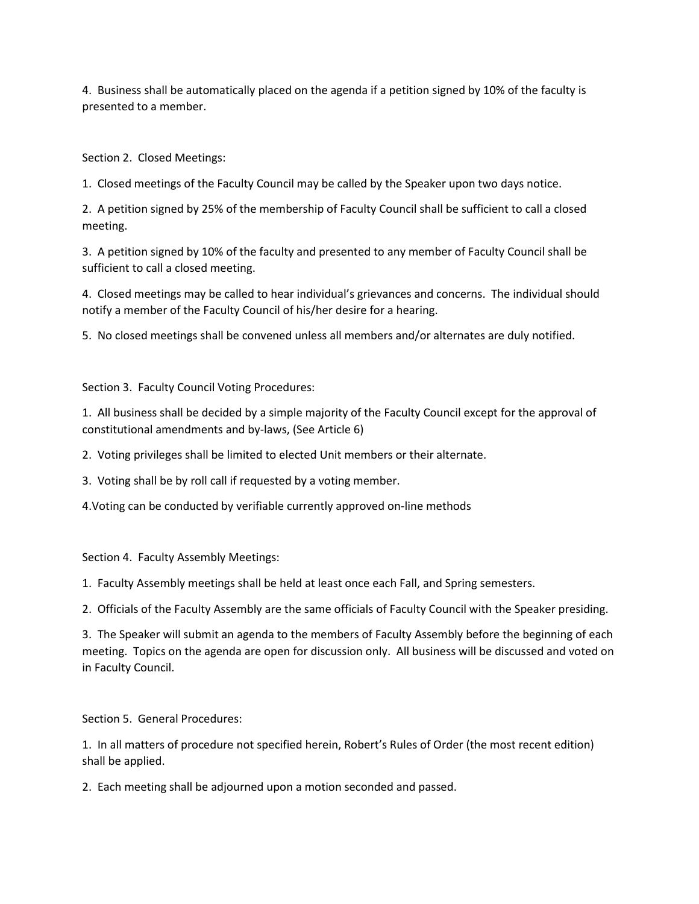4. Business shall be automatically placed on the agenda if a petition signed by 10% of the faculty is presented to a member.

Section 2. Closed Meetings:

1. Closed meetings of the Faculty Council may be called by the Speaker upon two days notice.

2. A petition signed by 25% of the membership of Faculty Council shall be sufficient to call a closed meeting.

3. A petition signed by 10% of the faculty and presented to any member of Faculty Council shall be sufficient to call a closed meeting.

4. Closed meetings may be called to hear individual's grievances and concerns. The individual should notify a member of the Faculty Council of his/her desire for a hearing.

5. No closed meetings shall be convened unless all members and/or alternates are duly notified.

Section 3. Faculty Council Voting Procedures:

1. All business shall be decided by a simple majority of the Faculty Council except for the approval of constitutional amendments and by-laws, (See Article 6)

2. Voting privileges shall be limited to elected Unit members or their alternate.

3. Voting shall be by roll call if requested by a voting member.

4.Voting can be conducted by verifiable currently approved on-line methods

Section 4. Faculty Assembly Meetings:

1. Faculty Assembly meetings shall be held at least once each Fall, and Spring semesters.

2. Officials of the Faculty Assembly are the same officials of Faculty Council with the Speaker presiding.

3. The Speaker will submit an agenda to the members of Faculty Assembly before the beginning of each meeting. Topics on the agenda are open for discussion only. All business will be discussed and voted on in Faculty Council.

Section 5. General Procedures:

1. In all matters of procedure not specified herein, Robert's Rules of Order (the most recent edition) shall be applied.

2. Each meeting shall be adjourned upon a motion seconded and passed.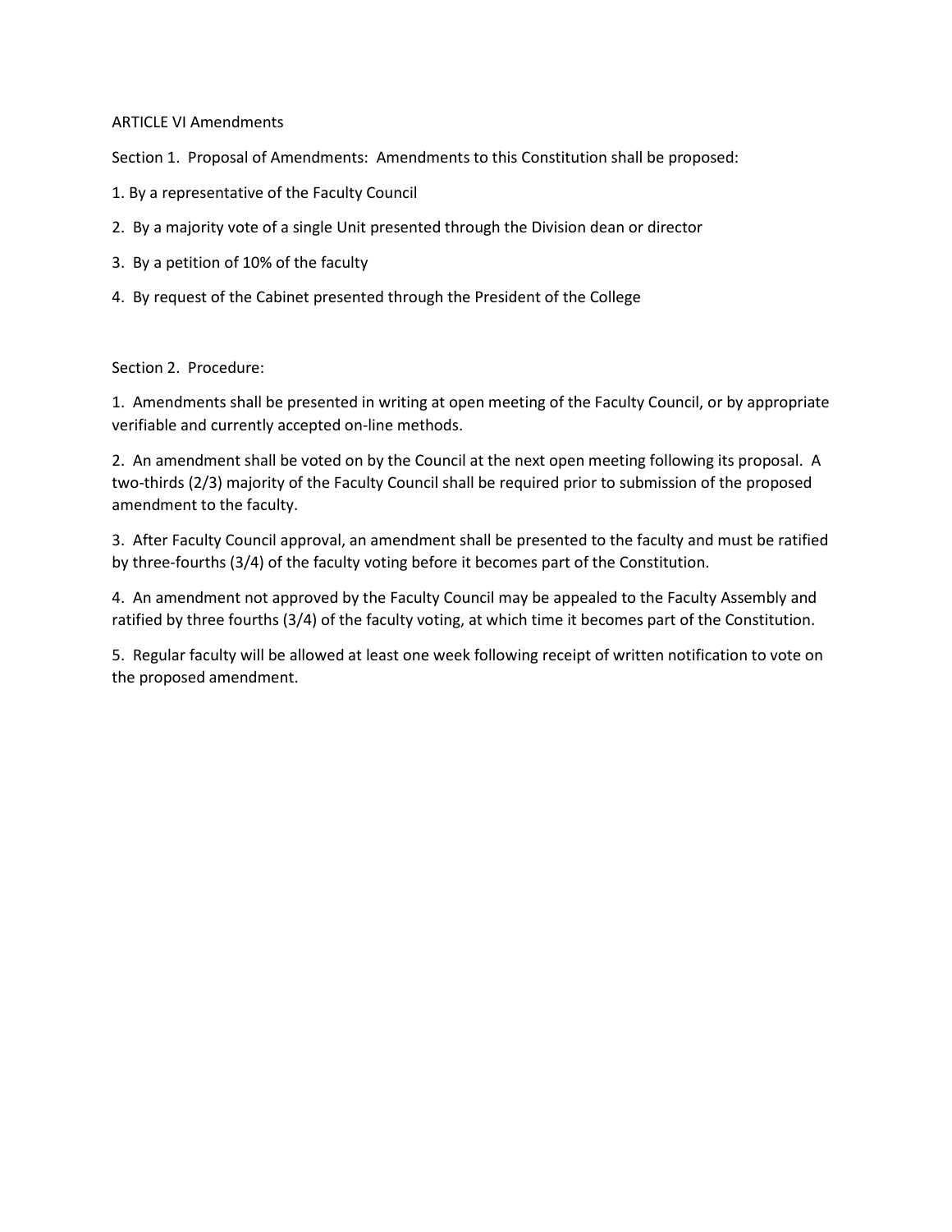ARTICLE VI Amendments

Section 1. Proposal of Amendments: Amendments to this Constitution shall be proposed:

1. By a representative of the Faculty Council
2. By a majority vote of a single Unit presented through the Division dean or director
3. By a petition of 10% of the faculty
4. By request of the Cabinet presented through the President of the College

Section 2. Procedure:

1. Amendments shall be presented in writing at open meeting of the Faculty Council, or by appropriate verifiable and currently accepted on-line methods.
2. An amendment shall be voted on by the Council at the next open meeting following its proposal. A two-thirds (2/3) majority of the Faculty Council shall be required prior to submission of the proposed amendment to the faculty.
3. After Faculty Council approval, an amendment shall be presented to the faculty and must be ratified by three-fourths (3/4) of the faculty voting before it becomes part of the Constitution.
4. An amendment not approved by the Faculty Council may be appealed to the Faculty Assembly and ratified by three fourths (3/4) of the faculty voting, at which time it becomes part of the Constitution.
5. Regular faculty will be allowed at least one week following receipt of written notification to vote on the proposed amendment.